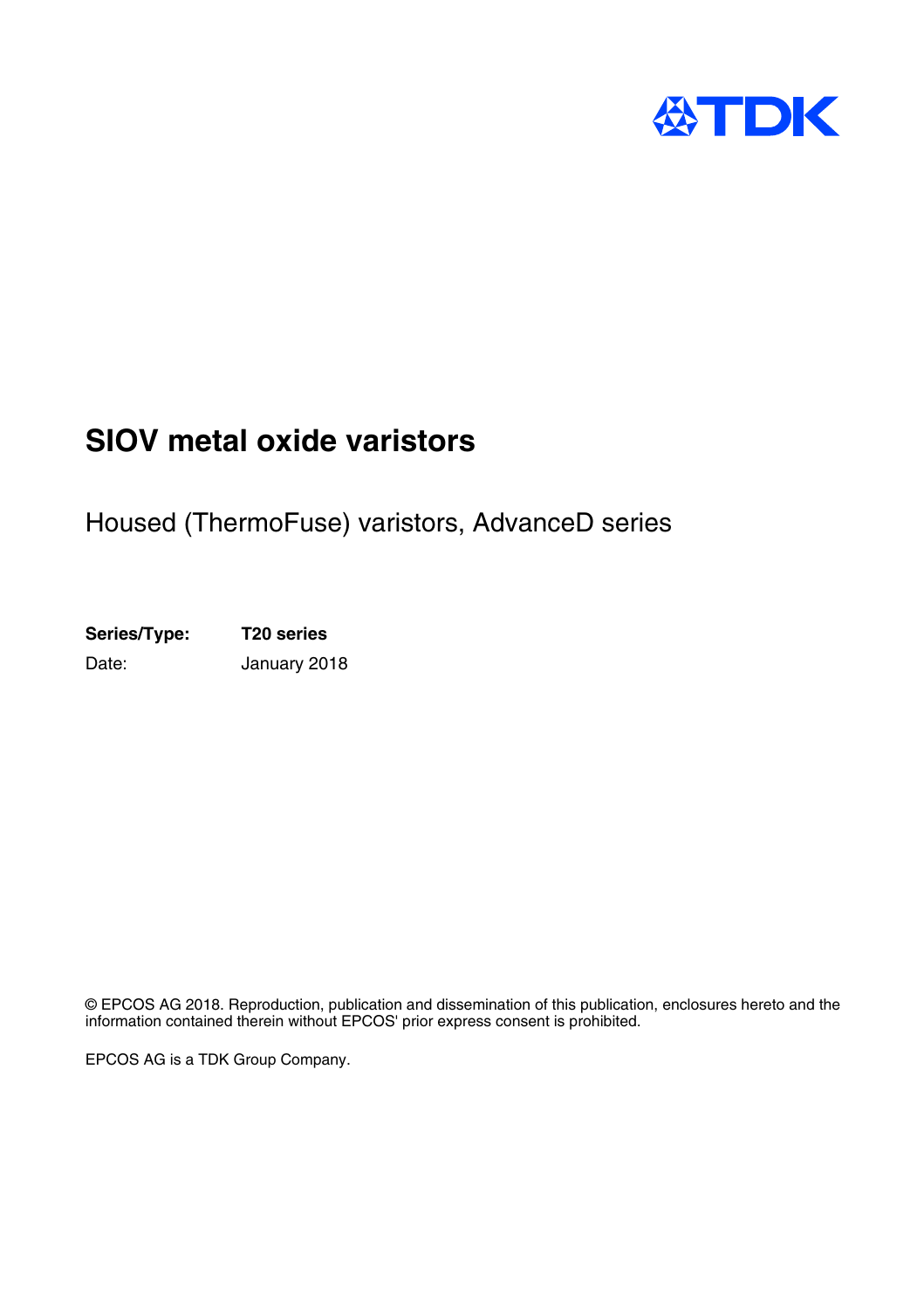# SIOV metal oxide varistors

## Housed (ThermoFuse) varistors, AdvanceD series

**Series/Type:** **T20 series**

Date: January 2018

© EPCOS AG 2018. Reproduction, publication and dissemination of this publication, enclosures hereto and the information contained therein without EPCOS' prior express consent is prohibited.

EPCOS AG is a TDK Group Company.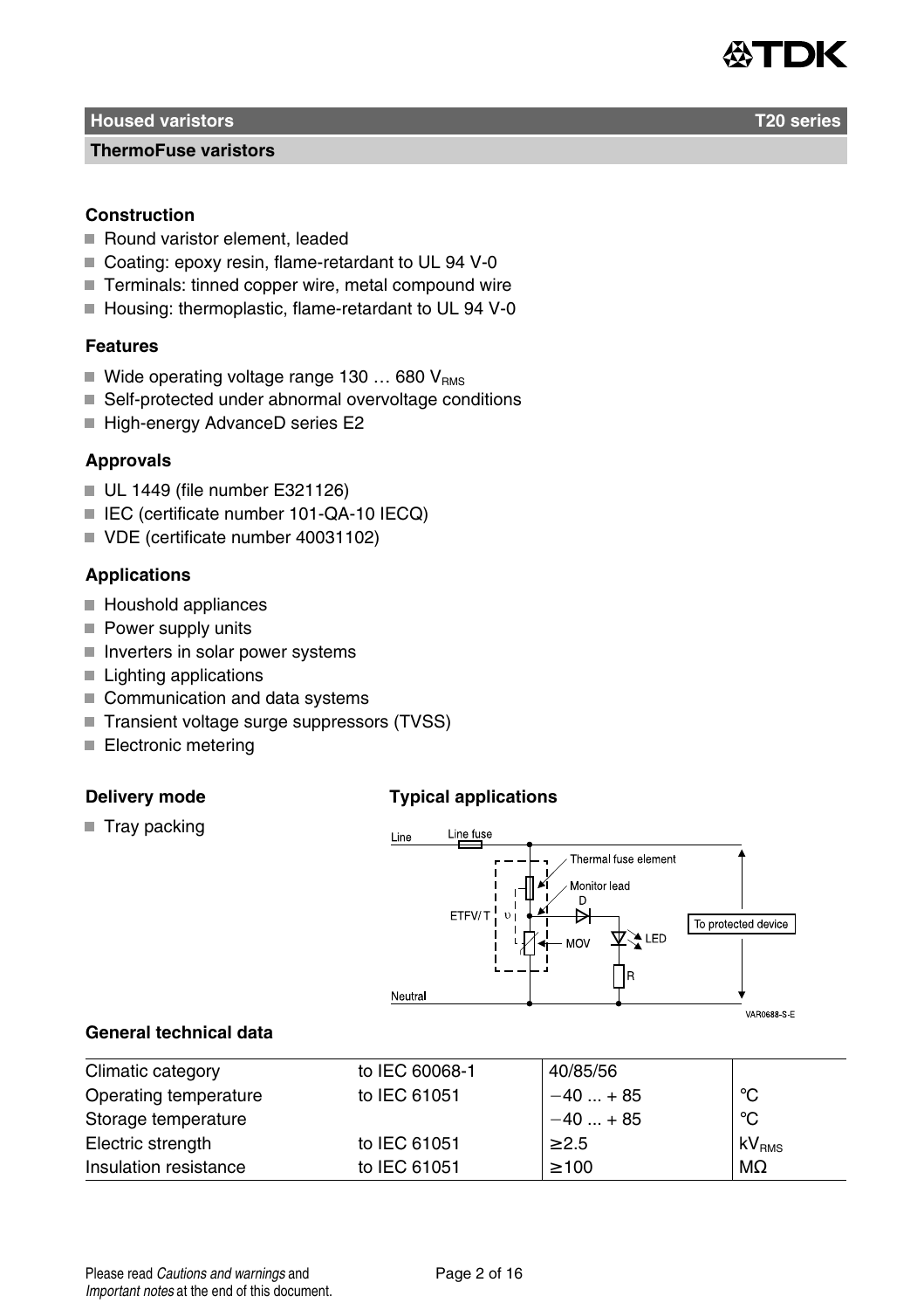## Housed varistors — T20 series

### ThermoFuse varistors

**Construction**

- Round varistor element, leaded
- Coating: epoxy resin, flame-retardant to UL 94 V-0
- Terminals: tinned copper wire, metal compound wire
- Housing: thermoplastic, flame-retardant to UL 94 V-0

**Features**

- Wide operating voltage range 130 … 680 $V_{RMS}$
- Self-protected under abnormal overvoltage conditions
- High-energy AdvanceD series E2

**Approvals**

- UL 1449 (file number E321126)
- IEC (certificate number 101-QA-10 IECQ)
- VDE (certificate number 40031102)

**Applications**

- Houshold appliances
- Power supply units
- Inverters in solar power systems
- Lighting applications
- Communication and data systems
- Transient voltage surge suppressors (TVSS)
- Electronic metering

**Delivery mode**

- Tray packing

**Typical applications**

Line, Line fuse, Thermal fuse element, Monitor lead, D, ETFV/T, MOV, LED, R, To protected device, Neutral

VAR0688-S-E

**General technical data**

| | | | |
|---|---|---|---|
| Climatic category | to IEC 60068-1 | 40/85/56 | |
| Operating temperature | to IEC 61051 | −40 ... + 85 | °C |
| Storage temperature | | −40 ... + 85 | °C |
| Electric strength | to IEC 61051 | ≥2.5 | $kV_{RMS}$ |
| Insulation resistance | to IEC 61051 | ≥100 | MΩ |

Please read *Cautions and warnings* and *Important notes* at the end of this document.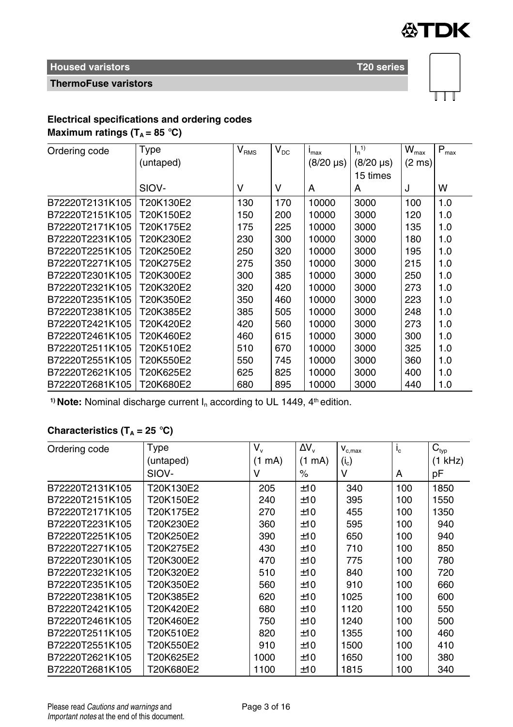**Housed varistors** **T20 series**

**ThermoFuse varistors**

### Electrical specifications and ordering codes

**Maximum ratings ($T_A$ = 85 °C)**

| Ordering code | Type (untaped) SIOV- | $V_{RMS}$ V | $V_{DC}$ V | $i_{max}$ (8/20 µs) A | $I_n$[1] (8/20 µs) 15 times A | $W_{max}$ (2 ms) J | $P_{max}$ W |
|---|---|---|---|---|---|---|---|
| B72220T2131K105 | T20K130E2 | 130 | 170 | 10000 | 3000 | 100 | 1.0 |
| B72220T2151K105 | T20K150E2 | 150 | 200 | 10000 | 3000 | 120 | 1.0 |
| B72220T2171K105 | T20K175E2 | 175 | 225 | 10000 | 3000 | 135 | 1.0 |
| B72220T2231K105 | T20K230E2 | 230 | 300 | 10000 | 3000 | 180 | 1.0 |
| B72220T2251K105 | T20K250E2 | 250 | 320 | 10000 | 3000 | 195 | 1.0 |
| B72220T2271K105 | T20K275E2 | 275 | 350 | 10000 | 3000 | 215 | 1.0 |
| B72220T2301K105 | T20K300E2 | 300 | 385 | 10000 | 3000 | 250 | 1.0 |
| B72220T2321K105 | T20K320E2 | 320 | 420 | 10000 | 3000 | 273 | 1.0 |
| B72220T2351K105 | T20K350E2 | 350 | 460 | 10000 | 3000 | 223 | 1.0 |
| B72220T2381K105 | T20K385E2 | 385 | 505 | 10000 | 3000 | 248 | 1.0 |
| B72220T2421K105 | T20K420E2 | 420 | 560 | 10000 | 3000 | 273 | 1.0 |
| B72220T2461K105 | T20K460E2 | 460 | 615 | 10000 | 3000 | 300 | 1.0 |
| B72220T2511K105 | T20K510E2 | 510 | 670 | 10000 | 3000 | 325 | 1.0 |
| B72220T2551K105 | T20K550E2 | 550 | 745 | 10000 | 3000 | 360 | 1.0 |
| B72220T2621K105 | T20K625E2 | 625 | 825 | 10000 | 3000 | 400 | 1.0 |
| B72220T2681K105 | T20K680E2 | 680 | 895 | 10000 | 3000 | 440 | 1.0 |

[1] **Note:** Nominal discharge current $I_n$ according to UL 1449, 4th edition.

**Characteristics ($T_A$ = 25 °C)**

| Ordering code | Type (untaped) SIOV- | $V_v$ (1 mA) V | $\Delta V_v$ (1 mA) % | $v_{c,max}$ ($i_c$) V | $i_c$ A | $C_{typ}$ (1 kHz) pF |
|---|---|---|---|---|---|---|
| B72220T2131K105 | T20K130E2 | 205 | ±10 | 340 | 100 | 1850 |
| B72220T2151K105 | T20K150E2 | 240 | ±10 | 395 | 100 | 1550 |
| B72220T2171K105 | T20K175E2 | 270 | ±10 | 455 | 100 | 1350 |
| B72220T2231K105 | T20K230E2 | 360 | ±10 | 595 | 100 | 940 |
| B72220T2251K105 | T20K250E2 | 390 | ±10 | 650 | 100 | 940 |
| B72220T2271K105 | T20K275E2 | 430 | ±10 | 710 | 100 | 850 |
| B72220T2301K105 | T20K300E2 | 470 | ±10 | 775 | 100 | 780 |
| B72220T2321K105 | T20K320E2 | 510 | ±10 | 840 | 100 | 720 |
| B72220T2351K105 | T20K350E2 | 560 | ±10 | 910 | 100 | 660 |
| B72220T2381K105 | T20K385E2 | 620 | ±10 | 1025 | 100 | 600 |
| B72220T2421K105 | T20K420E2 | 680 | ±10 | 1120 | 100 | 550 |
| B72220T2461K105 | T20K460E2 | 750 | ±10 | 1240 | 100 | 500 |
| B72220T2511K105 | T20K510E2 | 820 | ±10 | 1355 | 100 | 460 |
| B72220T2551K105 | T20K550E2 | 910 | ±10 | 1500 | 100 | 410 |
| B72220T2621K105 | T20K625E2 | 1000 | ±10 | 1650 | 100 | 380 |
| B72220T2681K105 | T20K680E2 | 1100 | ±10 | 1815 | 100 | 340 |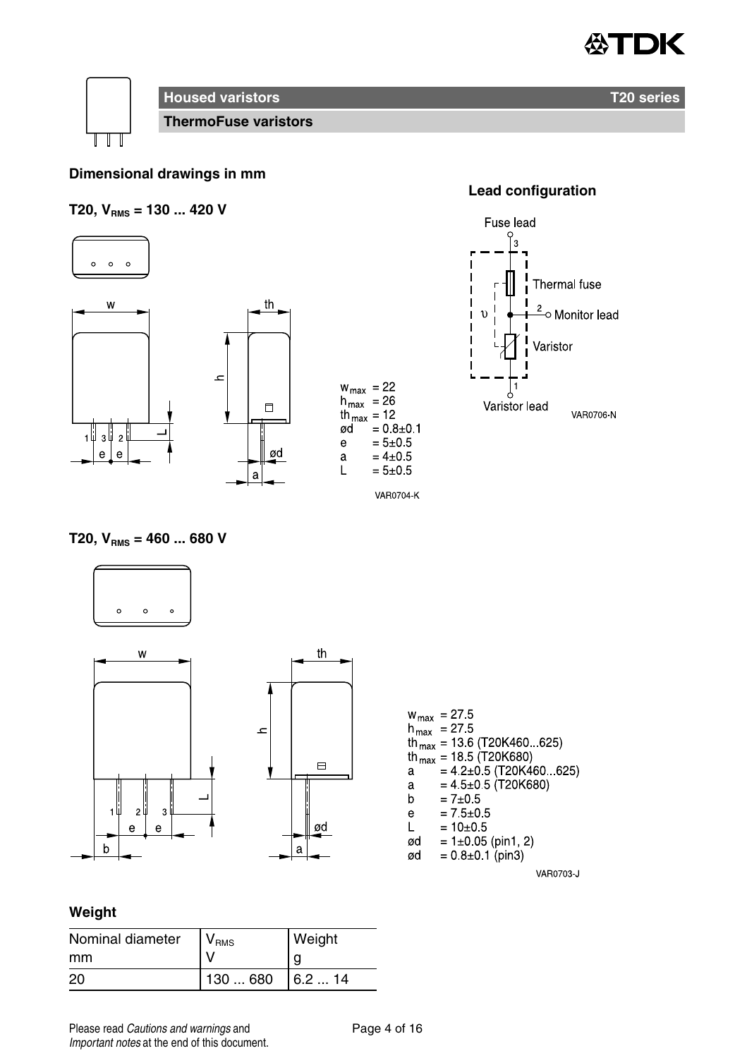## Housed varistors — T20 series

### ThermoFuse varistors

### Dimensional drawings in mm

**T20, $V_{RMS}$ = 130 ... 420 V**

$w_{max}$ = 22
$h_{max}$ = 26
$th_{max}$ = 12
ød = 0.8±0.1
e = 5±0.5
a = 4±0.5
L = 5±0.5

VAR0704-K

### Lead configuration

Fuse lead (3), Thermal fuse, Monitor lead (2), Varistor, Varistor lead (1)

VAR0706-N

**T20, $V_{RMS}$ = 460 ... 680 V**

$w_{max}$ = 27.5
$h_{max}$ = 27.5
$th_{max}$ = 13.6 (T20K460...625)
$th_{max}$ = 18.5 (T20K680)
a = 4.2±0.5 (T20K460...625)
a = 4.5±0.5 (T20K680)
b = 7±0.5
e = 7.5±0.5
L = 10±0.5
ød = 1±0.05 (pin1, 2)
ød = 0.8±0.1 (pin3)

VAR0703-J

### Weight

| Nominal diameter mm | $V_{RMS}$ V | Weight g |
|---|---|---|
| 20 | 130 ... 680 | 6.2 ... 14 |

Please read *Cautions and warnings* and *Important notes* at the end of this document.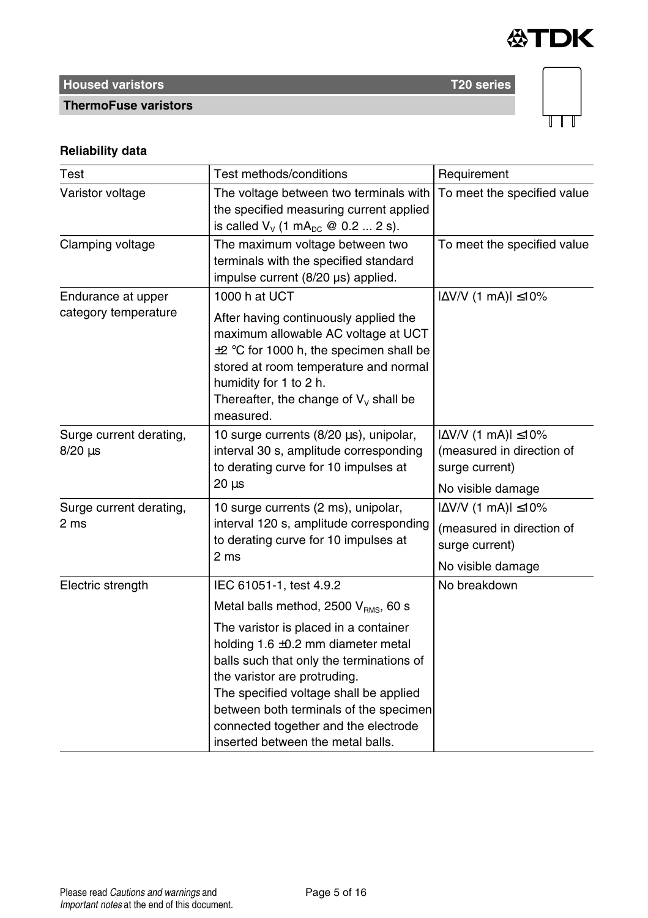**Housed varistors** **T20 series**

**ThermoFuse varistors**

**Reliability data**

| Test | Test methods/conditions | Requirement |
|---|---|---|
| Varistor voltage | The voltage between two terminals with the specified measuring current applied is called $V_V$ (1 $mA_{DC}$ @ 0.2 ... 2 s). | To meet the specified value |
| Clamping voltage | The maximum voltage between two terminals with the specified standard impulse current (8/20 µs) applied. | To meet the specified value |
| Endurance at upper category temperature | 1000 h at UCT<br>After having continuously applied the maximum allowable AC voltage at UCT ±2 °C for 1000 h, the specimen shall be stored at room temperature and normal humidity for 1 to 2 h.<br>Thereafter, the change of $V_V$ shall be measured. | $\|\Delta V/V$ (1 mA)$\| \leq 10\%$ |
| Surge current derating, 8/20 µs | 10 surge currents (8/20 µs), unipolar, interval 30 s, amplitude corresponding to derating curve for 10 impulses at 20 µs | $\|\Delta V/V$ (1 mA)$\| \leq 10\%$ (measured in direction of surge current)<br>No visible damage |
| Surge current derating, 2 ms | 10 surge currents (2 ms), unipolar, interval 120 s, amplitude corresponding to derating curve for 10 impulses at 2 ms | $\|\Delta V/V$ (1 mA)$\| \leq 10\%$<br>(measured in direction of surge current)<br>No visible damage |
| Electric strength | IEC 61051-1, test 4.9.2<br>Metal balls method, 2500 $V_{RMS}$, 60 s<br>The varistor is placed in a container holding 1.6 ±0.2 mm diameter metal balls such that only the terminations of the varistor are protruding.<br>The specified voltage shall be applied between both terminals of the specimen connected together and the electrode inserted between the metal balls. | No breakdown |

Please read *Cautions and warnings* and *Important notes* at the end of this document.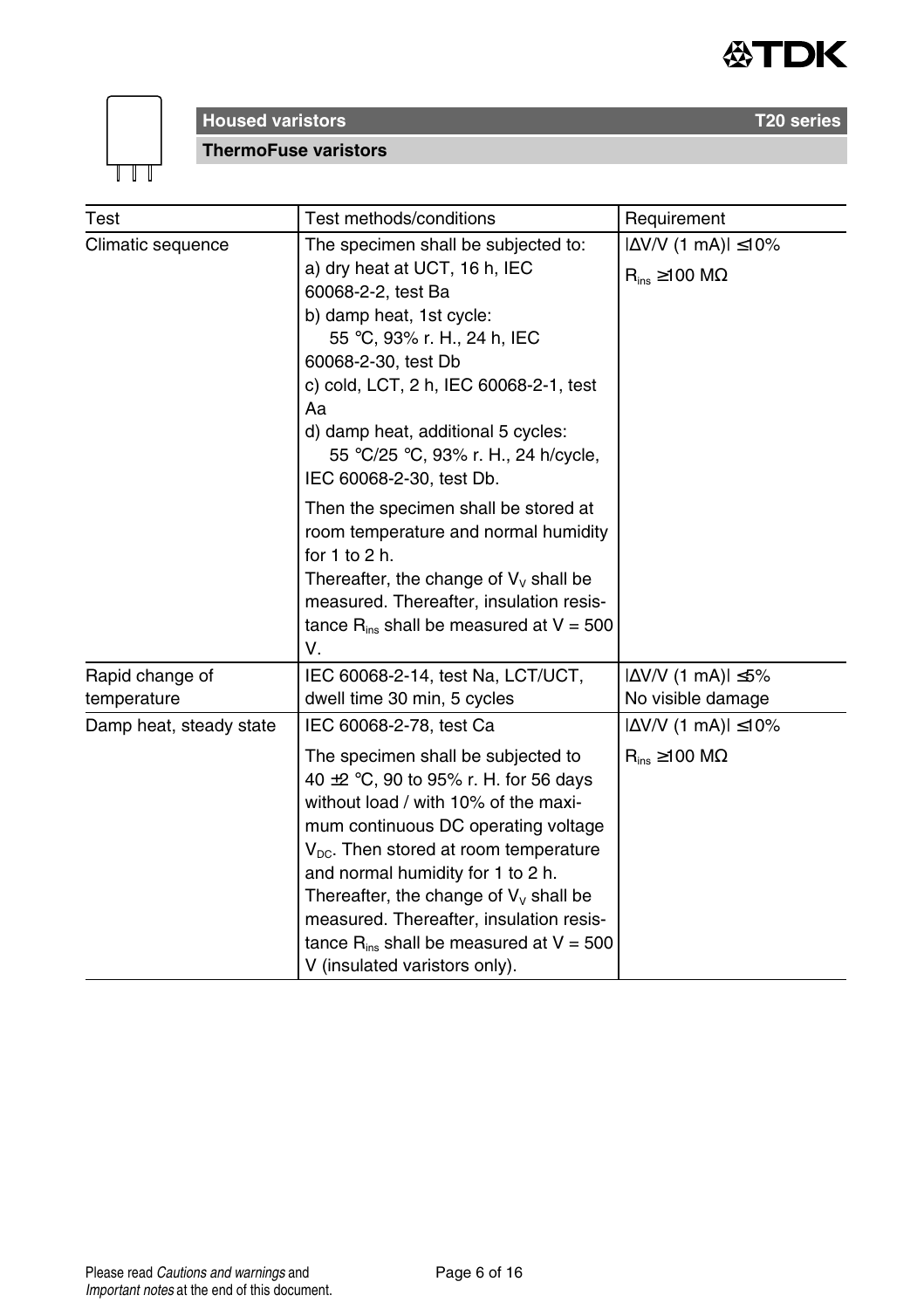| Test | Test methods/conditions | Requirement |
|---|---|---|
| Climatic sequence | The specimen shall be subjected to:<br>a) dry heat at UCT, 16 h, IEC 60068-2-2, test Ba<br>b) damp heat, 1st cycle: 55 °C, 93% r. H., 24 h, IEC 60068-2-30, test Db<br>c) cold, LCT, 2 h, IEC 60068-2-1, test Aa<br>d) damp heat, additional 5 cycles: 55 °C/25 °C, 93% r. H., 24 h/cycle, IEC 60068-2-30, test Db.<br><br>Then the specimen shall be stored at room temperature and normal humidity for 1 to 2 h.<br>Thereafter, the change of $V_V$ shall be measured. Thereafter, insulation resistance $R_{ins}$ shall be measured at V = 500 V. | $\|\Delta V/V\ (1\ mA)\| \leq 10\%$<br>$R_{ins} \geq 100\ M\Omega$ |
| Rapid change of temperature | IEC 60068-2-14, test Na, LCT/UCT, dwell time 30 min, 5 cycles | $\|\Delta V/V\ (1\ mA)\| \leq 5\%$<br>No visible damage |
| Damp heat, steady state | IEC 60068-2-78, test Ca<br><br>The specimen shall be subjected to 40 ±2 °C, 90 to 95% r. H. for 56 days without load / with 10% of the maximum continuous DC operating voltage $V_{DC}$. Then stored at room temperature and normal humidity for 1 to 2 h.<br>Thereafter, the change of $V_V$ shall be measured. Thereafter, insulation resistance $R_{ins}$ shall be measured at V = 500 V (insulated varistors only). | $\|\Delta V/V\ (1\ mA)\| \leq 10\%$<br>$R_{ins} \geq 100\ M\Omega$ |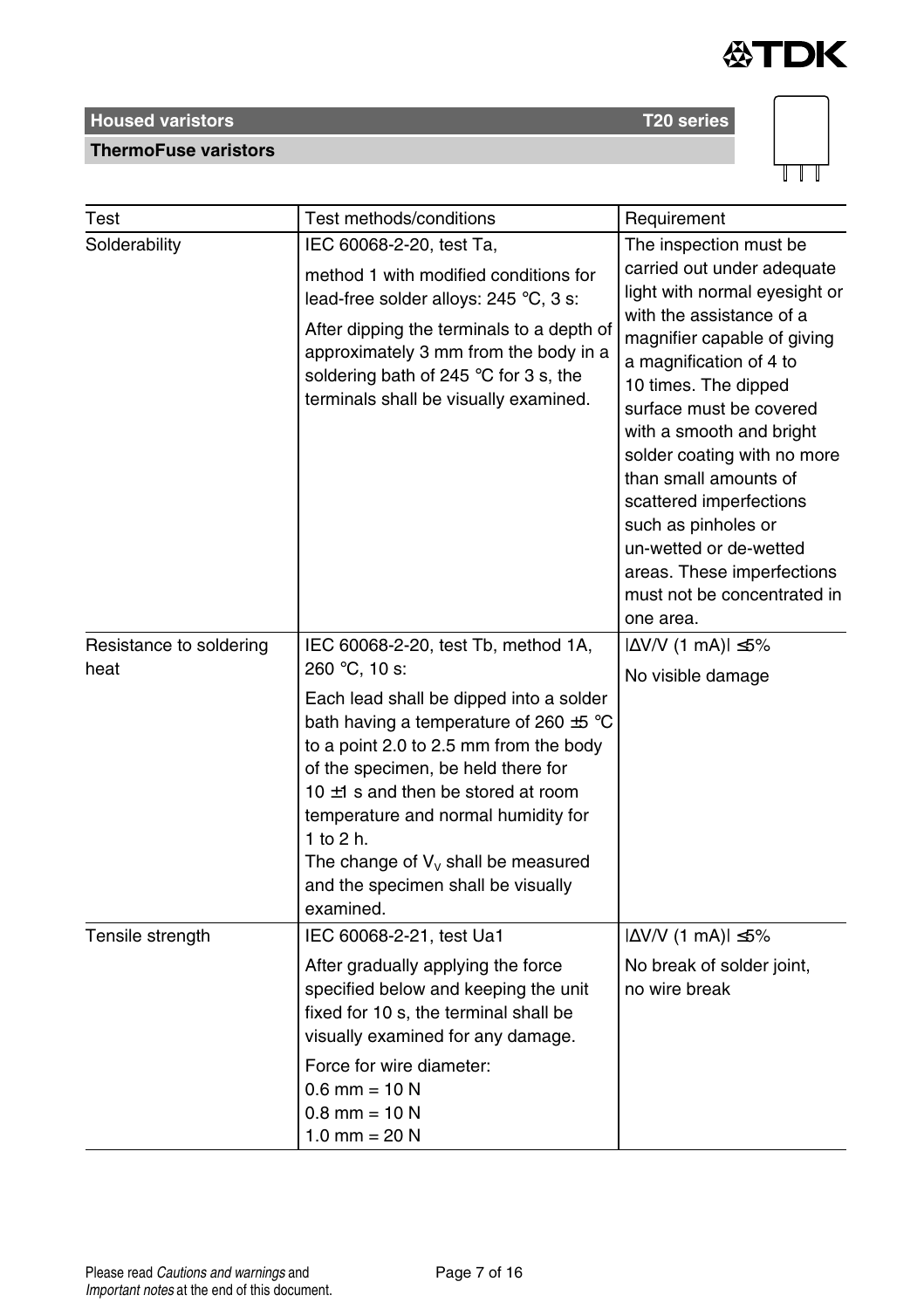**Housed varistors** **T20 series**

**ThermoFuse varistors**

| Test | Test methods/conditions | Requirement |
|---|---|---|
| Solderability | IEC 60068-2-20, test Ta,<br>method 1 with modified conditions for lead-free solder alloys: 245 °C, 3 s:<br>After dipping the terminals to a depth of approximately 3 mm from the body in a soldering bath of 245 °C for 3 s, the terminals shall be visually examined. | The inspection must be carried out under adequate light with normal eyesight or with the assistance of a magnifier capable of giving a magnification of 4 to 10 times. The dipped surface must be covered with a smooth and bright solder coating with no more than small amounts of scattered imperfections such as pinholes or un-wetted or de-wetted areas. These imperfections must not be concentrated in one area. |
| Resistance to soldering heat | IEC 60068-2-20, test Tb, method 1A, 260 °C, 10 s:<br>Each lead shall be dipped into a solder bath having a temperature of 260 ±5 °C to a point 2.0 to 2.5 mm from the body of the specimen, be held there for 10 ±1 s and then be stored at room temperature and normal humidity for 1 to 2 h.<br>The change of $V_V$ shall be measured and the specimen shall be visually examined. | $\|\Delta V/V$ (1 mA)$\| \leq 5\%$<br>No visible damage |
| Tensile strength | IEC 60068-2-21, test Ua1<br>After gradually applying the force specified below and keeping the unit fixed for 10 s, the terminal shall be visually examined for any damage.<br>Force for wire diameter:<br>0.6 mm = 10 N<br>0.8 mm = 10 N<br>1.0 mm = 20 N | $\|\Delta V/V$ (1 mA)$\| \leq 5\%$<br>No break of solder joint, no wire break |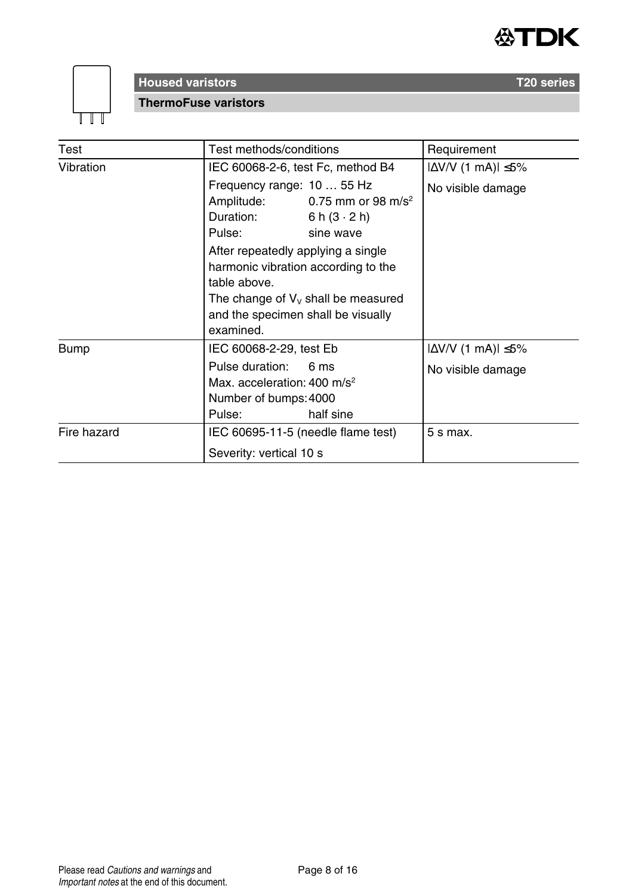| Test | Test methods/conditions | Requirement |
|---|---|---|
| Vibration | IEC 60068-2-6, test Fc, method B4<br>Frequency range: 10 … 55 Hz<br>Amplitude: 0.75 mm or 98 m/s$^2$<br>Duration: 6 h (3 · 2 h)<br>Pulse: sine wave<br>After repeatedly applying a single harmonic vibration according to the table above.<br>The change of $V_V$ shall be measured and the specimen shall be visually examined. | $\lvert\Delta V/V$ (1 mA)$\rvert \leq 5\%$<br>No visible damage |
| Bump | IEC 60068-2-29, test Eb<br>Pulse duration: 6 ms<br>Max. acceleration: 400 m/s$^2$<br>Number of bumps: 4000<br>Pulse: half sine | $\lvert\Delta V/V$ (1 mA)$\rvert \leq 5\%$<br>No visible damage |
| Fire hazard | IEC 60695-11-5 (needle flame test)<br>Severity: vertical 10 s | 5 s max. |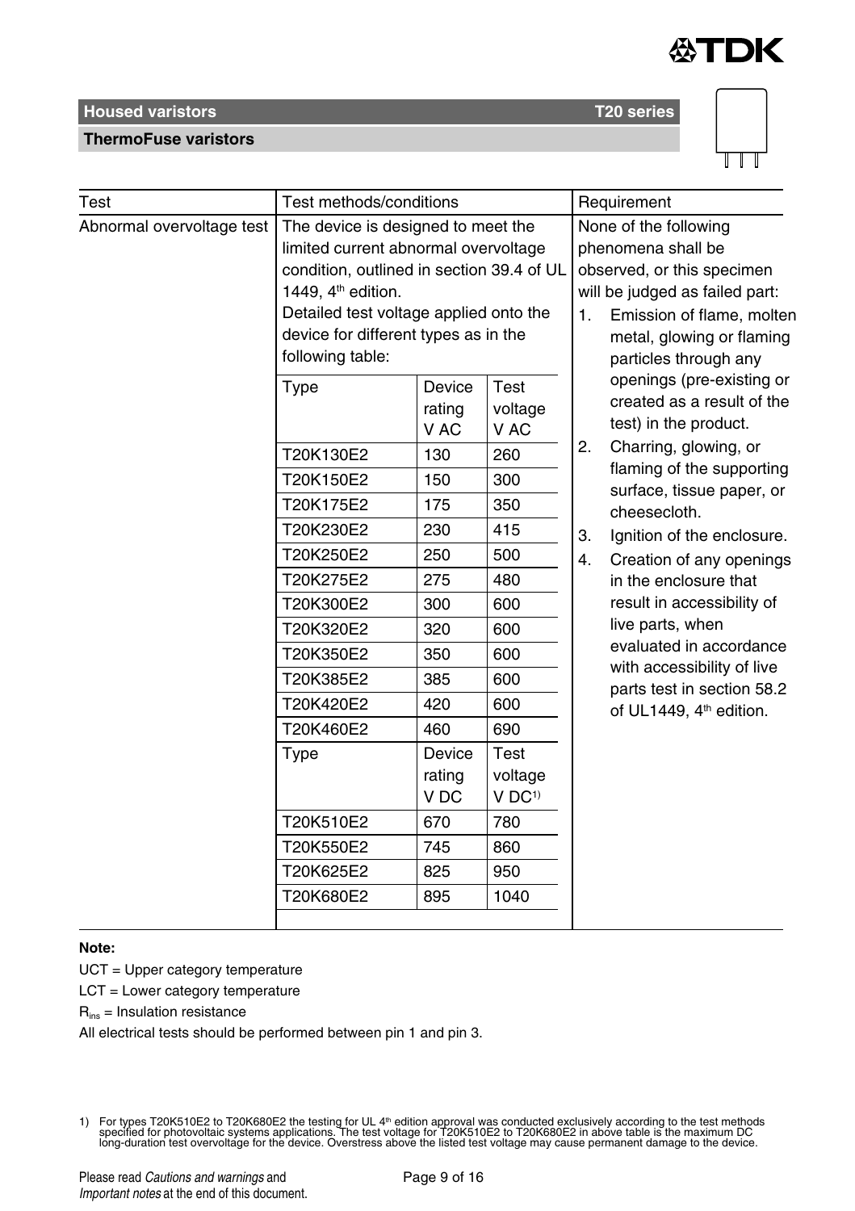| Test | Test methods/conditions | | | Requirement |
|---|---|---|---|---|
| Abnormal overvoltage test | The device is designed to meet the limited current abnormal overvoltage condition, outlined in section 39.4 of UL 1449, 4th edition. Detailed test voltage applied onto the device for different types as in the following table: | | | None of the following phenomena shall be observed, or this specimen will be judged as failed part: 1. Emission of flame, molten metal, glowing or flaming particles through any openings (pre-existing or created as a result of the test) in the product. 2. Charring, glowing, or flaming of the supporting surface, tissue paper, or cheesecloth. 3. Ignition of the enclosure. 4. Creation of any openings in the enclosure that result in accessibility of live parts, when evaluated in accordance with accessibility of live parts test in section 58.2 of UL1449, 4th edition. |
| | Type | Device rating V AC | Test voltage V AC | |
| | T20K130E2 | 130 | 260 | |
| | T20K150E2 | 150 | 300 | |
| | T20K175E2 | 175 | 350 | |
| | T20K230E2 | 230 | 415 | |
| | T20K250E2 | 250 | 500 | |
| | T20K275E2 | 275 | 480 | |
| | T20K300E2 | 300 | 600 | |
| | T20K320E2 | 320 | 600 | |
| | T20K350E2 | 350 | 600 | |
| | T20K385E2 | 385 | 600 | |
| | T20K420E2 | 420 | 600 | |
| | T20K460E2 | 460 | 690 | |
| | Type | Device rating V DC | Test voltage V DC[1)] | |
| | T20K510E2 | 670 | 780 | |
| | T20K550E2 | 745 | 860 | |
| | T20K625E2 | 825 | 950 | |
| | T20K680E2 | 895 | 1040 | |

**Note:**

UCT = Upper category temperature

LCT = Lower category temperature

$R_{ins}$ = Insulation resistance

All electrical tests should be performed between pin 1 and pin 3.

1) For types T20K510E2 to T20K680E2 the testing for UL 4th edition approval was conducted exclusively according to the test methods specified for photovoltaic systems applications. The test voltage for T20K510E2 to T20K680E2 in above table is the maximum DC long-duration test overvoltage for the device. Overstress above the listed test voltage may cause permanent damage to the device.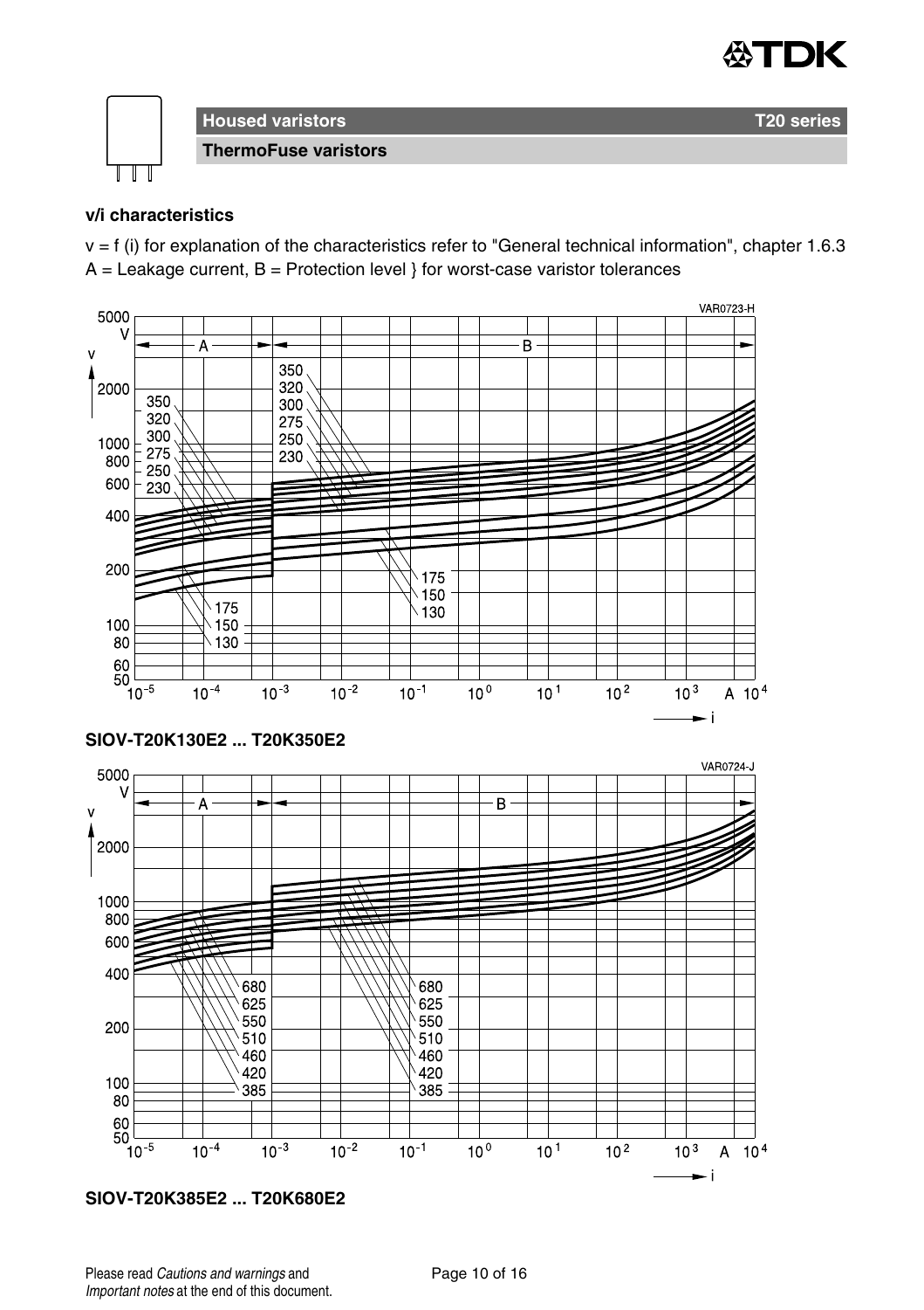**Housed varistors** **T20 series**

**ThermoFuse varistors**

**v/i characteristics**

v = f (i) for explanation of the characteristics refer to "General technical information", chapter 1.6.3
A = Leakage current, B = Protection level } for worst-case varistor tolerances

**SIOV-T20K130E2 ... T20K350E2**

**SIOV-T20K385E2 ... T20K680E2**

Please read *Cautions and warnings* and *Important notes* at the end of this document.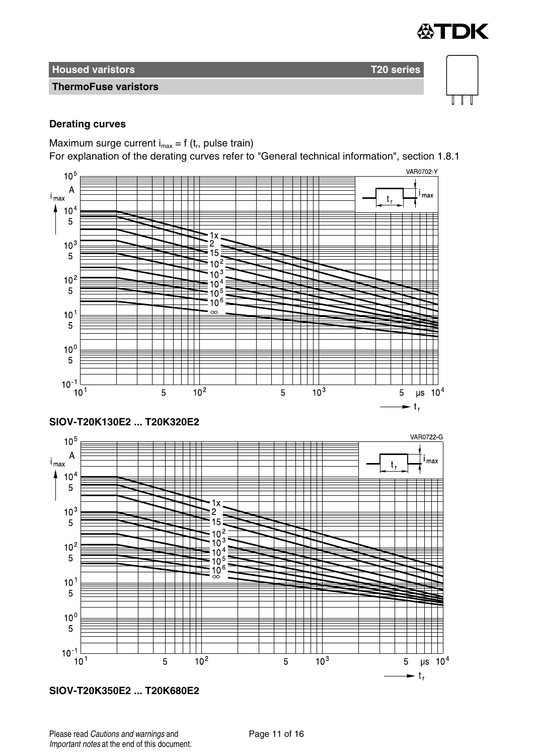## Derating curves

Maximum surge current $i_{max} = f(t_r$, pulse train)

For explanation of the derating curves refer to "General technical information", section 1.8.1

**SIOV-T20K130E2 ... T20K320E2**

**SIOV-T20K350E2 ... T20K680E2**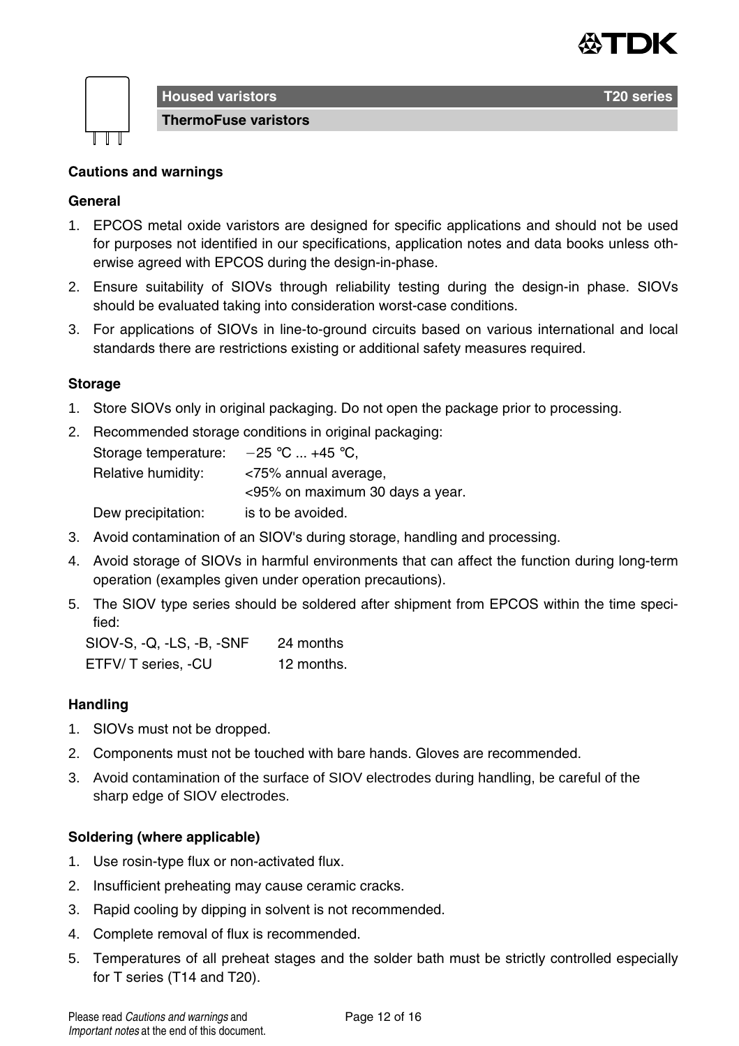Housed varistors — T20 series

ThermoFuse varistors

## Cautions and warnings

### General

1. EPCOS metal oxide varistors are designed for specific applications and should not be used for purposes not identified in our specifications, application notes and data books unless otherwise agreed with EPCOS during the design-in-phase.
2. Ensure suitability of SIOVs through reliability testing during the design-in phase. SIOVs should be evaluated taking into consideration worst-case conditions.
3. For applications of SIOVs in line-to-ground circuits based on various international and local standards there are restrictions existing or additional safety measures required.

### Storage

1. Store SIOVs only in original packaging. Do not open the package prior to processing.
2. Recommended storage conditions in original packaging:

   | | |
   |---|---|
   | Storage temperature: | −25 °C ... +45 °C, |
   | Relative humidity: | <75% annual average, |
   | | <95% on maximum 30 days a year. |
   | Dew precipitation: | is to be avoided. |

3. Avoid contamination of an SIOV's during storage, handling and processing.
4. Avoid storage of SIOVs in harmful environments that can affect the function during long-term operation (examples given under operation precautions).
5. The SIOV type series should be soldered after shipment from EPCOS within the time specified:

   | | |
   |---|---|
   | SIOV-S, -Q, -LS, -B, -SNF | 24 months |
   | ETFV/ T series, -CU | 12 months. |

### Handling

1. SIOVs must not be dropped.
2. Components must not be touched with bare hands. Gloves are recommended.
3. Avoid contamination of the surface of SIOV electrodes during handling, be careful of the sharp edge of SIOV electrodes.

### Soldering (where applicable)

1. Use rosin-type flux or non-activated flux.
2. Insufficient preheating may cause ceramic cracks.
3. Rapid cooling by dipping in solvent is not recommended.
4. Complete removal of flux is recommended.
5. Temperatures of all preheat stages and the solder bath must be strictly controlled especially for T series (T14 and T20).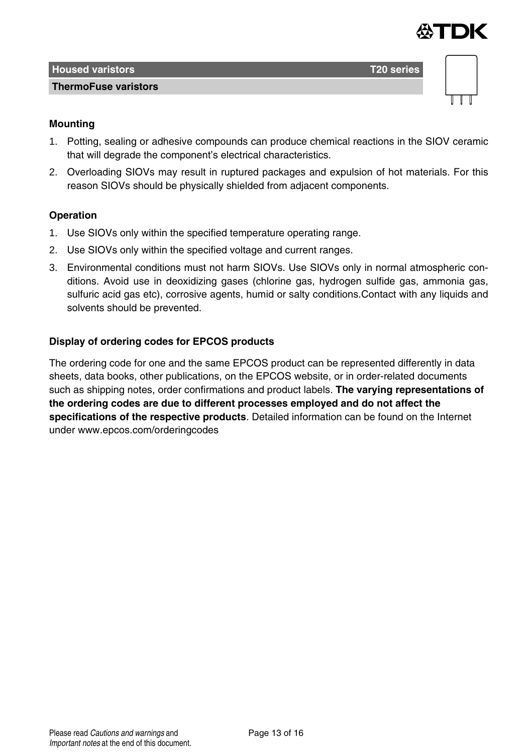## Mounting

1. Potting, sealing or adhesive compounds can produce chemical reactions in the SIOV ceramic that will degrade the component's electrical characteristics.
2. Overloading SIOVs may result in ruptured packages and expulsion of hot materials. For this reason SIOVs should be physically shielded from adjacent components.

## Operation

1. Use SIOVs only within the specified temperature operating range.
2. Use SIOVs only within the specified voltage and current ranges.
3. Environmental conditions must not harm SIOVs. Use SIOVs only in normal atmospheric conditions. Avoid use in deoxidizing gases (chlorine gas, hydrogen sulfide gas, ammonia gas, sulfuric acid gas etc), corrosive agents, humid or salty conditions.Contact with any liquids and solvents should be prevented.

## Display of ordering codes for EPCOS products

The ordering code for one and the same EPCOS product can be represented differently in data sheets, data books, other publications, on the EPCOS website, or in order-related documents such as shipping notes, order confirmations and product labels. **The varying representations of the ordering codes are due to different processes employed and do not affect the specifications of the respective products**. Detailed information can be found on the Internet under www.epcos.com/orderingcodes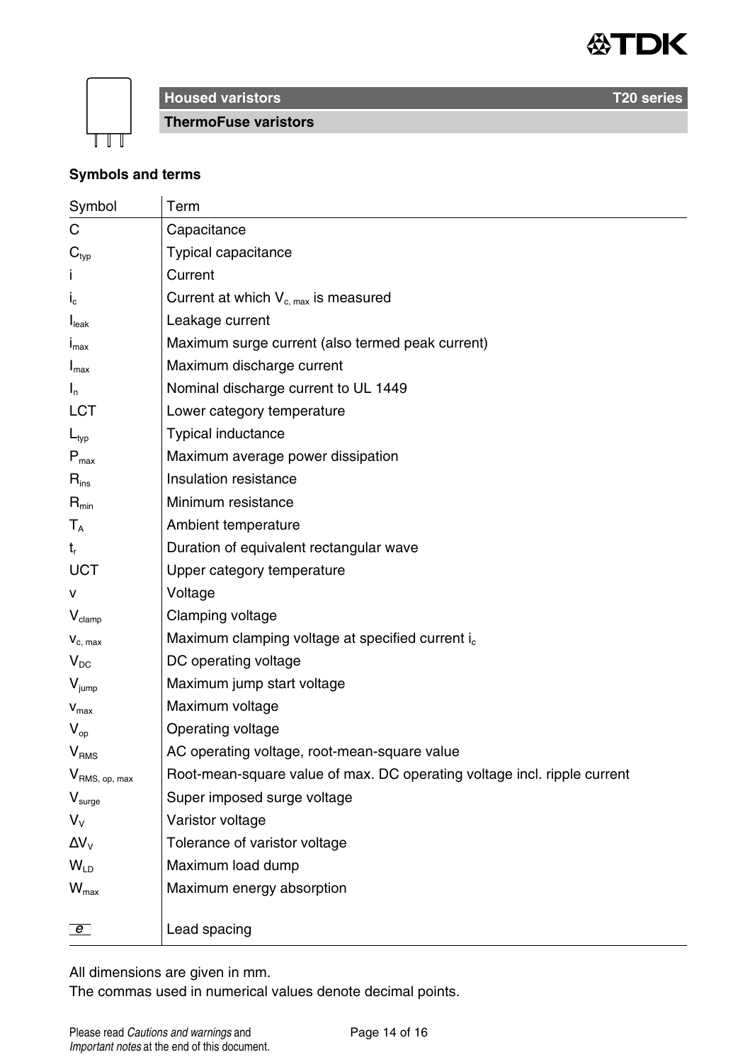**Housed varistors** **T20 series**

**ThermoFuse varistors**

### Symbols and terms

| Symbol | Term |
|---|---|
| $C$ | Capacitance |
| $C_{typ}$ | Typical capacitance |
| $i$ | Current |
| $i_c$ | Current at which $V_{c, max}$ is measured |
| $I_{leak}$ | Leakage current |
| $i_{max}$ | Maximum surge current (also termed peak current) |
| $I_{max}$ | Maximum discharge current |
| $I_n$ | Nominal discharge current to UL 1449 |
| LCT | Lower category temperature |
| $L_{typ}$ | Typical inductance |
| $P_{max}$ | Maximum average power dissipation |
| $R_{ins}$ | Insulation resistance |
| $R_{min}$ | Minimum resistance |
| $T_A$ | Ambient temperature |
| $t_r$ | Duration of equivalent rectangular wave |
| UCT | Upper category temperature |
| $v$ | Voltage |
| $V_{clamp}$ | Clamping voltage |
| $v_{c, max}$ | Maximum clamping voltage at specified current $i_c$ |
| $V_{DC}$ | DC operating voltage |
| $V_{jump}$ | Maximum jump start voltage |
| $v_{max}$ | Maximum voltage |
| $V_{op}$ | Operating voltage |
| $V_{RMS}$ | AC operating voltage, root-mean-square value |
| $V_{RMS, op, max}$ | Root-mean-square value of max. DC operating voltage incl. ripple current |
| $V_{surge}$ | Super imposed surge voltage |
| $V_V$ | Varistor voltage |
| $\Delta V_V$ | Tolerance of varistor voltage |
| $W_{LD}$ | Maximum load dump |
| $W_{max}$ | Maximum energy absorption |
| $e$ | Lead spacing |

All dimensions are given in mm.
The commas used in numerical values denote decimal points.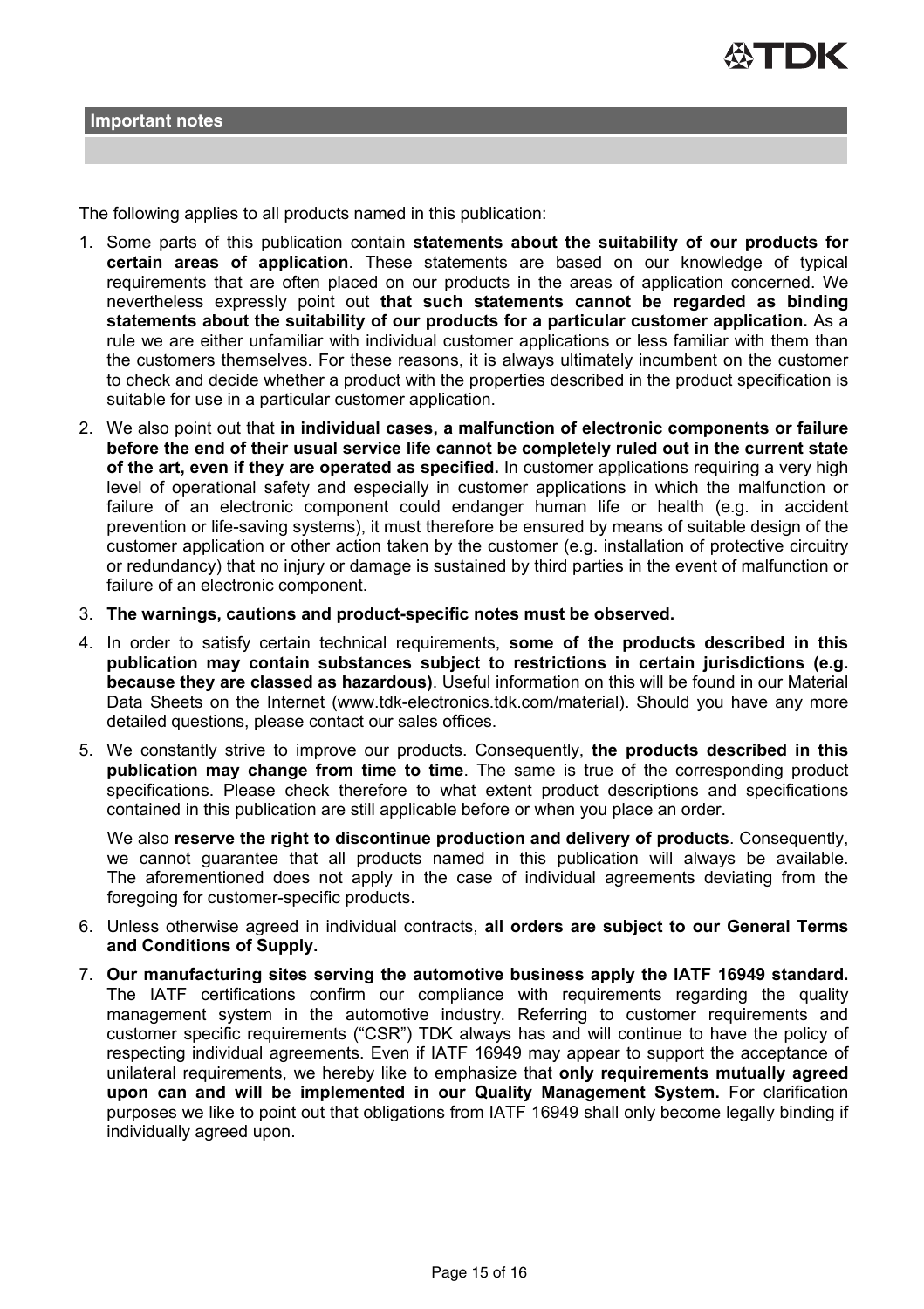## Important notes

The following applies to all products named in this publication:

1. Some parts of this publication contain **statements about the suitability of our products for certain areas of application**. These statements are based on our knowledge of typical requirements that are often placed on our products in the areas of application concerned. We nevertheless expressly point out **that such statements cannot be regarded as binding statements about the suitability of our products for a particular customer application.** As a rule we are either unfamiliar with individual customer applications or less familiar with them than the customers themselves. For these reasons, it is always ultimately incumbent on the customer to check and decide whether a product with the properties described in the product specification is suitable for use in a particular customer application.
2. We also point out that **in individual cases, a malfunction of electronic components or failure before the end of their usual service life cannot be completely ruled out in the current state of the art, even if they are operated as specified.** In customer applications requiring a very high level of operational safety and especially in customer applications in which the malfunction or failure of an electronic component could endanger human life or health (e.g. in accident prevention or life-saving systems), it must therefore be ensured by means of suitable design of the customer application or other action taken by the customer (e.g. installation of protective circuitry or redundancy) that no injury or damage is sustained by third parties in the event of malfunction or failure of an electronic component.
3. **The warnings, cautions and product-specific notes must be observed.**
4. In order to satisfy certain technical requirements, **some of the products described in this publication may contain substances subject to restrictions in certain jurisdictions (e.g. because they are classed as hazardous)**. Useful information on this will be found in our Material Data Sheets on the Internet (www.tdk-electronics.tdk.com/material). Should you have any more detailed questions, please contact our sales offices.
5. We constantly strive to improve our products. Consequently, **the products described in this publication may change from time to time**. The same is true of the corresponding product specifications. Please check therefore to what extent product descriptions and specifications contained in this publication are still applicable before or when you place an order.

   We also **reserve the right to discontinue production and delivery of products**. Consequently, we cannot guarantee that all products named in this publication will always be available. The aforementioned does not apply in the case of individual agreements deviating from the foregoing for customer-specific products.
6. Unless otherwise agreed in individual contracts, **all orders are subject to our General Terms and Conditions of Supply.**
7. **Our manufacturing sites serving the automotive business apply the IATF 16949 standard.** The IATF certifications confirm our compliance with requirements regarding the quality management system in the automotive industry. Referring to customer requirements and customer specific requirements ("CSR") TDK always has and will continue to have the policy of respecting individual agreements. Even if IATF 16949 may appear to support the acceptance of unilateral requirements, we hereby like to emphasize that **only requirements mutually agreed upon can and will be implemented in our Quality Management System.** For clarification purposes we like to point out that obligations from IATF 16949 shall only become legally binding if individually agreed upon.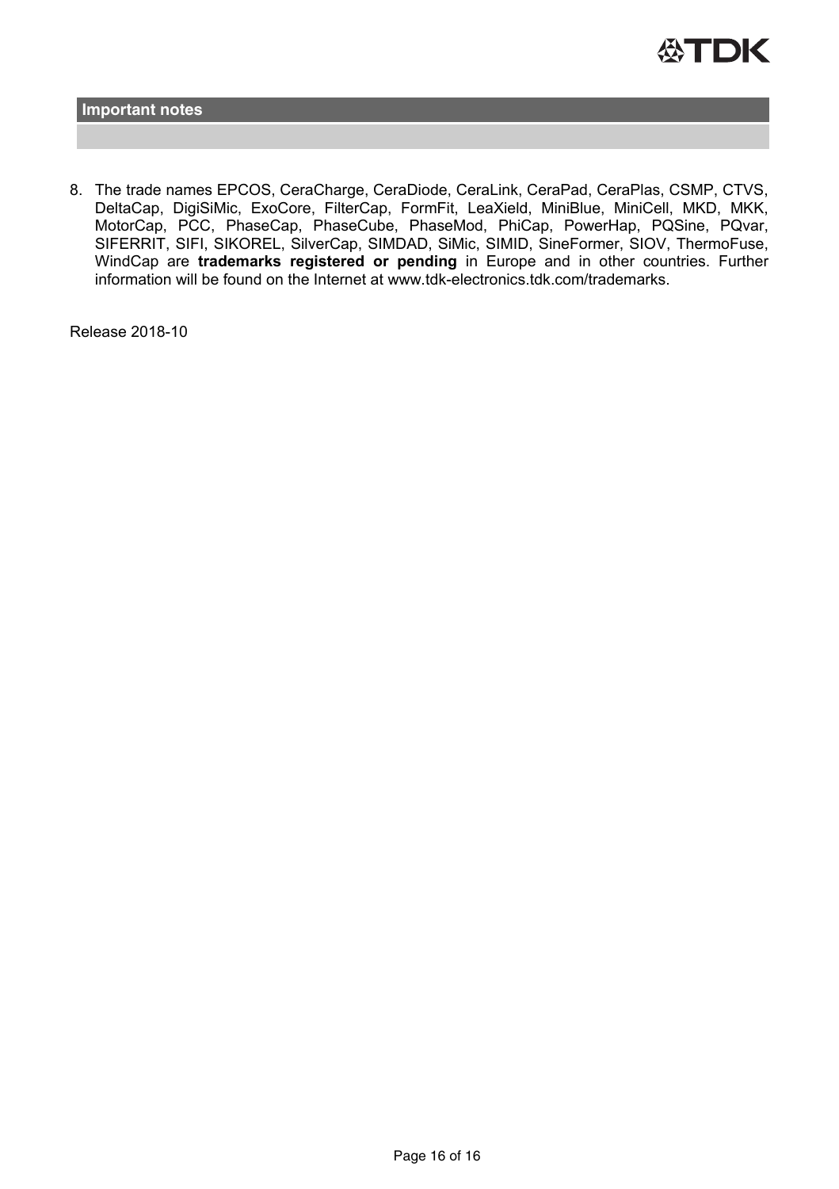## Important notes

8. The trade names EPCOS, CeraCharge, CeraDiode, CeraLink, CeraPad, CeraPlas, CSMP, CTVS, DeltaCap, DigiSiMic, ExoCore, FilterCap, FormFit, LeaXield, MiniBlue, MiniCell, MKD, MKK, MotorCap, PCC, PhaseCap, PhaseCube, PhaseMod, PhiCap, PowerHap, PQSine, PQvar, SIFERRIT, SIFI, SIKOREL, SilverCap, SIMDAD, SiMic, SIMID, SineFormer, SIOV, ThermoFuse, WindCap are **trademarks registered or pending** in Europe and in other countries. Further information will be found on the Internet at www.tdk-electronics.tdk.com/trademarks.

Release 2018-10